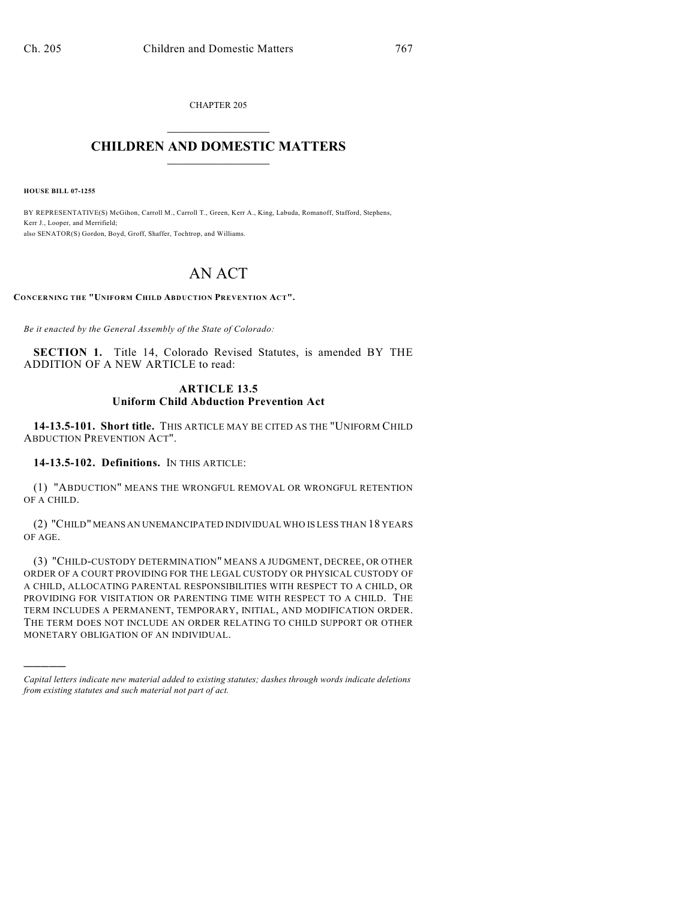CHAPTER 205

# CHILDREN AND DOMESTIC MATTERS

**HOUSE BILL 07-1255**

BY REPRESENTATIVE(S) McGihon, Carroll M., Carroll T., Green, Kerr A., King, Labuda, Romanoff, Stafford, Stephens, Kerr J., Looper, and Merrifield;
also SENATOR(S) Gordon, Boyd, Groff, Shaffer, Tochtrop, and Williams.

# AN ACT

**CONCERNING THE "UNIFORM CHILD ABDUCTION PREVENTION ACT".**

*Be it enacted by the General Assembly of the State of Colorado:*

**SECTION 1.** Title 14, Colorado Revised Statutes, is amended BY THE ADDITION OF A NEW ARTICLE to read:

## ARTICLE 13.5
## Uniform Child Abduction Prevention Act

**14-13.5-101. Short title.** THIS ARTICLE MAY BE CITED AS THE "UNIFORM CHILD ABDUCTION PREVENTION ACT".

**14-13.5-102. Definitions.** IN THIS ARTICLE:

(1) "ABDUCTION" MEANS THE WRONGFUL REMOVAL OR WRONGFUL RETENTION OF A CHILD.

(2) "CHILD" MEANS AN UNEMANCIPATED INDIVIDUAL WHO IS LESS THAN 18 YEARS OF AGE.

(3) "CHILD-CUSTODY DETERMINATION" MEANS A JUDGMENT, DECREE, OR OTHER ORDER OF A COURT PROVIDING FOR THE LEGAL CUSTODY OR PHYSICAL CUSTODY OF A CHILD, ALLOCATING PARENTAL RESPONSIBILITIES WITH RESPECT TO A CHILD, OR PROVIDING FOR VISITATION OR PARENTING TIME WITH RESPECT TO A CHILD. THE TERM INCLUDES A PERMANENT, TEMPORARY, INITIAL, AND MODIFICATION ORDER. THE TERM DOES NOT INCLUDE AN ORDER RELATING TO CHILD SUPPORT OR OTHER MONETARY OBLIGATION OF AN INDIVIDUAL.

---

*Capital letters indicate new material added to existing statutes; dashes through words indicate deletions from existing statutes and such material not part of act.*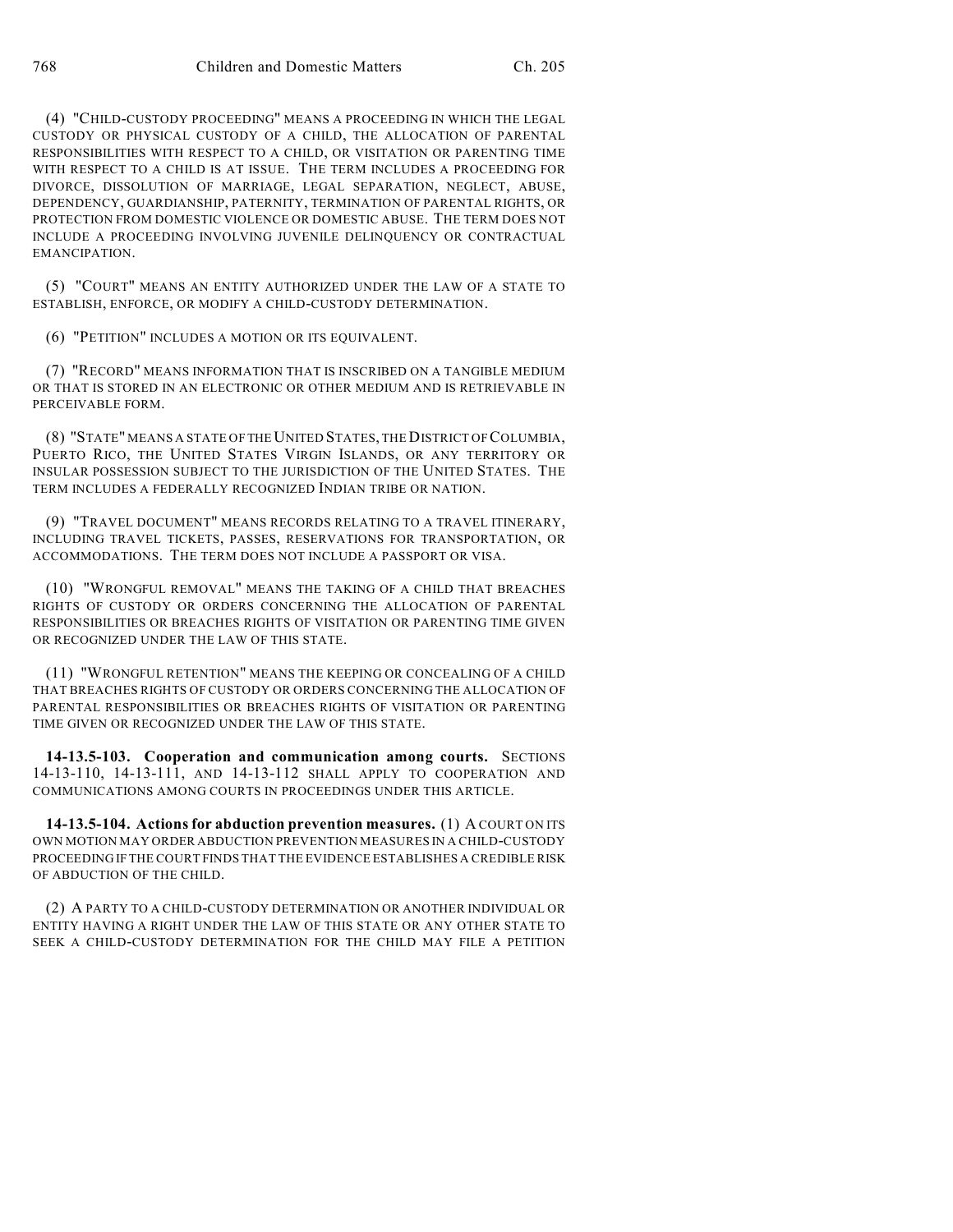(4) "CHILD-CUSTODY PROCEEDING" MEANS A PROCEEDING IN WHICH THE LEGAL CUSTODY OR PHYSICAL CUSTODY OF A CHILD, THE ALLOCATION OF PARENTAL RESPONSIBILITIES WITH RESPECT TO A CHILD, OR VISITATION OR PARENTING TIME WITH RESPECT TO A CHILD IS AT ISSUE. THE TERM INCLUDES A PROCEEDING FOR DIVORCE, DISSOLUTION OF MARRIAGE, LEGAL SEPARATION, NEGLECT, ABUSE, DEPENDENCY, GUARDIANSHIP, PATERNITY, TERMINATION OF PARENTAL RIGHTS, OR PROTECTION FROM DOMESTIC VIOLENCE OR DOMESTIC ABUSE. THE TERM DOES NOT INCLUDE A PROCEEDING INVOLVING JUVENILE DELINQUENCY OR CONTRACTUAL EMANCIPATION.

(5) "COURT" MEANS AN ENTITY AUTHORIZED UNDER THE LAW OF A STATE TO ESTABLISH, ENFORCE, OR MODIFY A CHILD-CUSTODY DETERMINATION.

(6) "PETITION" INCLUDES A MOTION OR ITS EQUIVALENT.

(7) "RECORD" MEANS INFORMATION THAT IS INSCRIBED ON A TANGIBLE MEDIUM OR THAT IS STORED IN AN ELECTRONIC OR OTHER MEDIUM AND IS RETRIEVABLE IN PERCEIVABLE FORM.

(8) "STATE" MEANS A STATE OF THE UNITED STATES, THE DISTRICT OF COLUMBIA, PUERTO RICO, THE UNITED STATES VIRGIN ISLANDS, OR ANY TERRITORY OR INSULAR POSSESSION SUBJECT TO THE JURISDICTION OF THE UNITED STATES. THE TERM INCLUDES A FEDERALLY RECOGNIZED INDIAN TRIBE OR NATION.

(9) "TRAVEL DOCUMENT" MEANS RECORDS RELATING TO A TRAVEL ITINERARY, INCLUDING TRAVEL TICKETS, PASSES, RESERVATIONS FOR TRANSPORTATION, OR ACCOMMODATIONS. THE TERM DOES NOT INCLUDE A PASSPORT OR VISA.

(10) "WRONGFUL REMOVAL" MEANS THE TAKING OF A CHILD THAT BREACHES RIGHTS OF CUSTODY OR ORDERS CONCERNING THE ALLOCATION OF PARENTAL RESPONSIBILITIES OR BREACHES RIGHTS OF VISITATION OR PARENTING TIME GIVEN OR RECOGNIZED UNDER THE LAW OF THIS STATE.

(11) "WRONGFUL RETENTION" MEANS THE KEEPING OR CONCEALING OF A CHILD THAT BREACHES RIGHTS OF CUSTODY OR ORDERS CONCERNING THE ALLOCATION OF PARENTAL RESPONSIBILITIES OR BREACHES RIGHTS OF VISITATION OR PARENTING TIME GIVEN OR RECOGNIZED UNDER THE LAW OF THIS STATE.

**14-13.5-103. Cooperation and communication among courts.** SECTIONS 14-13-110, 14-13-111, AND 14-13-112 SHALL APPLY TO COOPERATION AND COMMUNICATIONS AMONG COURTS IN PROCEEDINGS UNDER THIS ARTICLE.

**14-13.5-104. Actions for abduction prevention measures.** (1) A COURT ON ITS OWN MOTION MAY ORDER ABDUCTION PREVENTION MEASURES IN A CHILD-CUSTODY PROCEEDING IF THE COURT FINDS THAT THE EVIDENCE ESTABLISHES A CREDIBLE RISK OF ABDUCTION OF THE CHILD.

(2) A PARTY TO A CHILD-CUSTODY DETERMINATION OR ANOTHER INDIVIDUAL OR ENTITY HAVING A RIGHT UNDER THE LAW OF THIS STATE OR ANY OTHER STATE TO SEEK A CHILD-CUSTODY DETERMINATION FOR THE CHILD MAY FILE A PETITION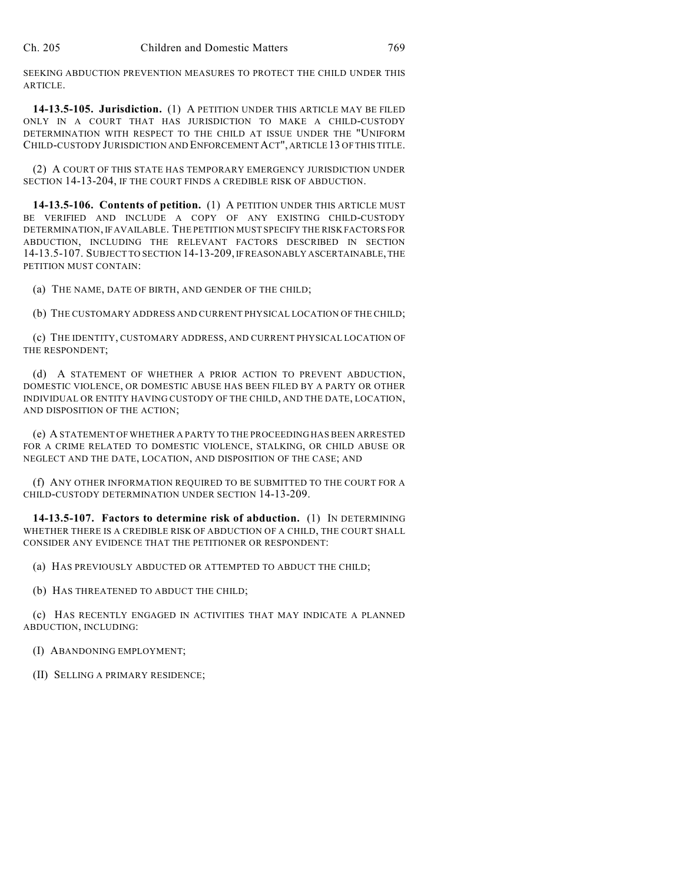SEEKING ABDUCTION PREVENTION MEASURES TO PROTECT THE CHILD UNDER THIS ARTICLE.

**14-13.5-105. Jurisdiction.** (1) A PETITION UNDER THIS ARTICLE MAY BE FILED ONLY IN A COURT THAT HAS JURISDICTION TO MAKE A CHILD-CUSTODY DETERMINATION WITH RESPECT TO THE CHILD AT ISSUE UNDER THE "UNIFORM CHILD-CUSTODY JURISDICTION AND ENFORCEMENT ACT", ARTICLE 13 OF THIS TITLE.

(2) A COURT OF THIS STATE HAS TEMPORARY EMERGENCY JURISDICTION UNDER SECTION 14-13-204, IF THE COURT FINDS A CREDIBLE RISK OF ABDUCTION.

**14-13.5-106. Contents of petition.** (1) A PETITION UNDER THIS ARTICLE MUST BE VERIFIED AND INCLUDE A COPY OF ANY EXISTING CHILD-CUSTODY DETERMINATION, IF AVAILABLE. THE PETITION MUST SPECIFY THE RISK FACTORS FOR ABDUCTION, INCLUDING THE RELEVANT FACTORS DESCRIBED IN SECTION 14-13.5-107. SUBJECT TO SECTION 14-13-209, IF REASONABLY ASCERTAINABLE, THE PETITION MUST CONTAIN:

(a) THE NAME, DATE OF BIRTH, AND GENDER OF THE CHILD;

(b) THE CUSTOMARY ADDRESS AND CURRENT PHYSICAL LOCATION OF THE CHILD;

(c) THE IDENTITY, CUSTOMARY ADDRESS, AND CURRENT PHYSICAL LOCATION OF THE RESPONDENT;

(d) A STATEMENT OF WHETHER A PRIOR ACTION TO PREVENT ABDUCTION, DOMESTIC VIOLENCE, OR DOMESTIC ABUSE HAS BEEN FILED BY A PARTY OR OTHER INDIVIDUAL OR ENTITY HAVING CUSTODY OF THE CHILD, AND THE DATE, LOCATION, AND DISPOSITION OF THE ACTION;

(e) A STATEMENT OF WHETHER A PARTY TO THE PROCEEDING HAS BEEN ARRESTED FOR A CRIME RELATED TO DOMESTIC VIOLENCE, STALKING, OR CHILD ABUSE OR NEGLECT AND THE DATE, LOCATION, AND DISPOSITION OF THE CASE; AND

(f) ANY OTHER INFORMATION REQUIRED TO BE SUBMITTED TO THE COURT FOR A CHILD-CUSTODY DETERMINATION UNDER SECTION 14-13-209.

**14-13.5-107. Factors to determine risk of abduction.** (1) IN DETERMINING WHETHER THERE IS A CREDIBLE RISK OF ABDUCTION OF A CHILD, THE COURT SHALL CONSIDER ANY EVIDENCE THAT THE PETITIONER OR RESPONDENT:

(a) HAS PREVIOUSLY ABDUCTED OR ATTEMPTED TO ABDUCT THE CHILD;

(b) HAS THREATENED TO ABDUCT THE CHILD;

(c) HAS RECENTLY ENGAGED IN ACTIVITIES THAT MAY INDICATE A PLANNED ABDUCTION, INCLUDING:

(I) ABANDONING EMPLOYMENT;

(II) SELLING A PRIMARY RESIDENCE;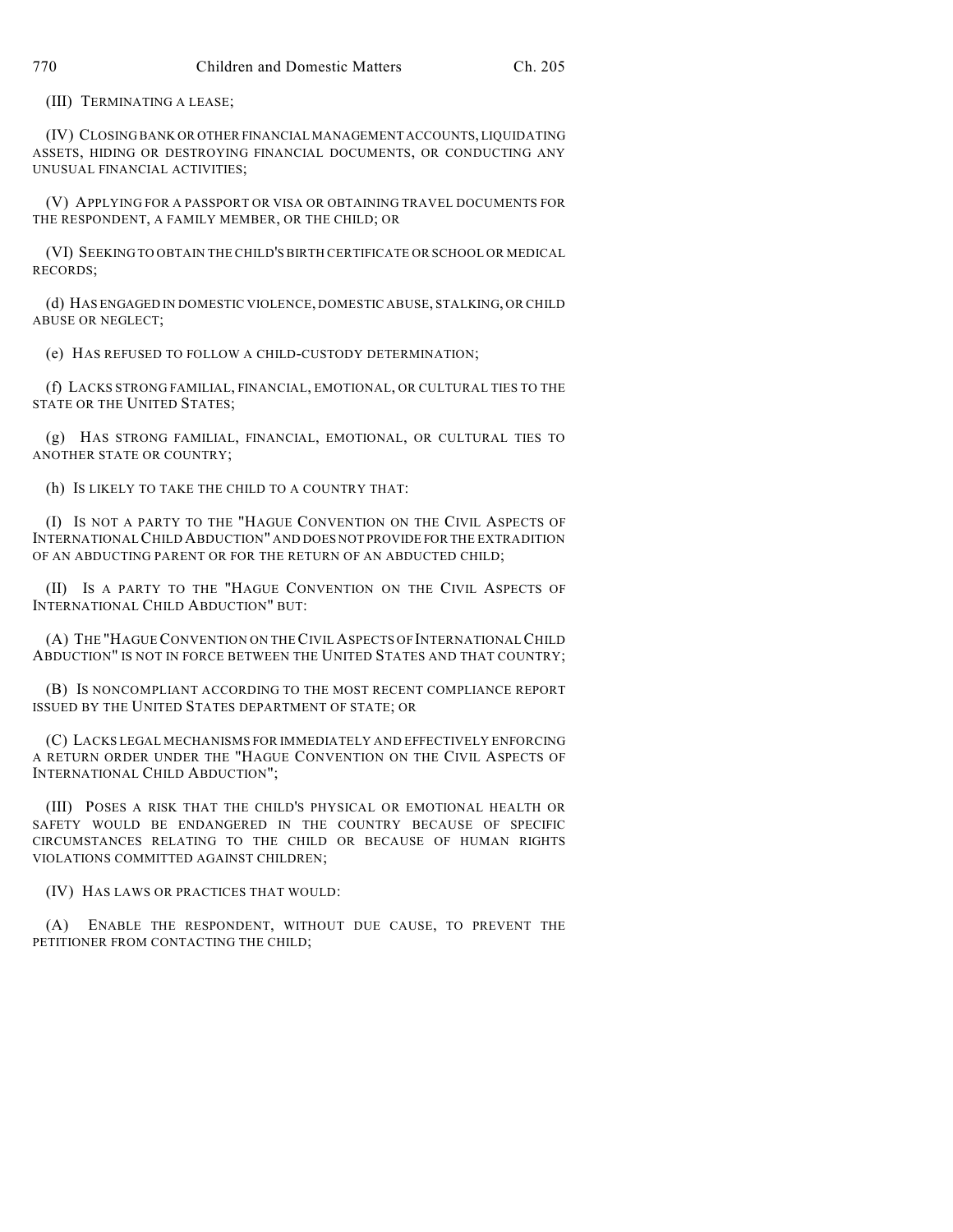(III) TERMINATING A LEASE;

(IV) CLOSING BANK OR OTHER FINANCIAL MANAGEMENT ACCOUNTS, LIQUIDATING ASSETS, HIDING OR DESTROYING FINANCIAL DOCUMENTS, OR CONDUCTING ANY UNUSUAL FINANCIAL ACTIVITIES;

(V) APPLYING FOR A PASSPORT OR VISA OR OBTAINING TRAVEL DOCUMENTS FOR THE RESPONDENT, A FAMILY MEMBER, OR THE CHILD; OR

(VI) SEEKING TO OBTAIN THE CHILD'S BIRTH CERTIFICATE OR SCHOOL OR MEDICAL RECORDS;

(d) HAS ENGAGED IN DOMESTIC VIOLENCE, DOMESTIC ABUSE, STALKING, OR CHILD ABUSE OR NEGLECT;

(e) HAS REFUSED TO FOLLOW A CHILD-CUSTODY DETERMINATION;

(f) LACKS STRONG FAMILIAL, FINANCIAL, EMOTIONAL, OR CULTURAL TIES TO THE STATE OR THE UNITED STATES;

(g) HAS STRONG FAMILIAL, FINANCIAL, EMOTIONAL, OR CULTURAL TIES TO ANOTHER STATE OR COUNTRY;

(h) IS LIKELY TO TAKE THE CHILD TO A COUNTRY THAT:

(I) IS NOT A PARTY TO THE "HAGUE CONVENTION ON THE CIVIL ASPECTS OF INTERNATIONAL CHILD ABDUCTION" AND DOES NOT PROVIDE FOR THE EXTRADITION OF AN ABDUCTING PARENT OR FOR THE RETURN OF AN ABDUCTED CHILD;

(II) IS A PARTY TO THE "HAGUE CONVENTION ON THE CIVIL ASPECTS OF INTERNATIONAL CHILD ABDUCTION" BUT:

(A) THE "HAGUE CONVENTION ON THE CIVIL ASPECTS OF INTERNATIONAL CHILD ABDUCTION" IS NOT IN FORCE BETWEEN THE UNITED STATES AND THAT COUNTRY;

(B) IS NONCOMPLIANT ACCORDING TO THE MOST RECENT COMPLIANCE REPORT ISSUED BY THE UNITED STATES DEPARTMENT OF STATE; OR

(C) LACKS LEGAL MECHANISMS FOR IMMEDIATELY AND EFFECTIVELY ENFORCING A RETURN ORDER UNDER THE "HAGUE CONVENTION ON THE CIVIL ASPECTS OF INTERNATIONAL CHILD ABDUCTION";

(III) POSES A RISK THAT THE CHILD'S PHYSICAL OR EMOTIONAL HEALTH OR SAFETY WOULD BE ENDANGERED IN THE COUNTRY BECAUSE OF SPECIFIC CIRCUMSTANCES RELATING TO THE CHILD OR BECAUSE OF HUMAN RIGHTS VIOLATIONS COMMITTED AGAINST CHILDREN;

(IV) HAS LAWS OR PRACTICES THAT WOULD:

(A) ENABLE THE RESPONDENT, WITHOUT DUE CAUSE, TO PREVENT THE PETITIONER FROM CONTACTING THE CHILD;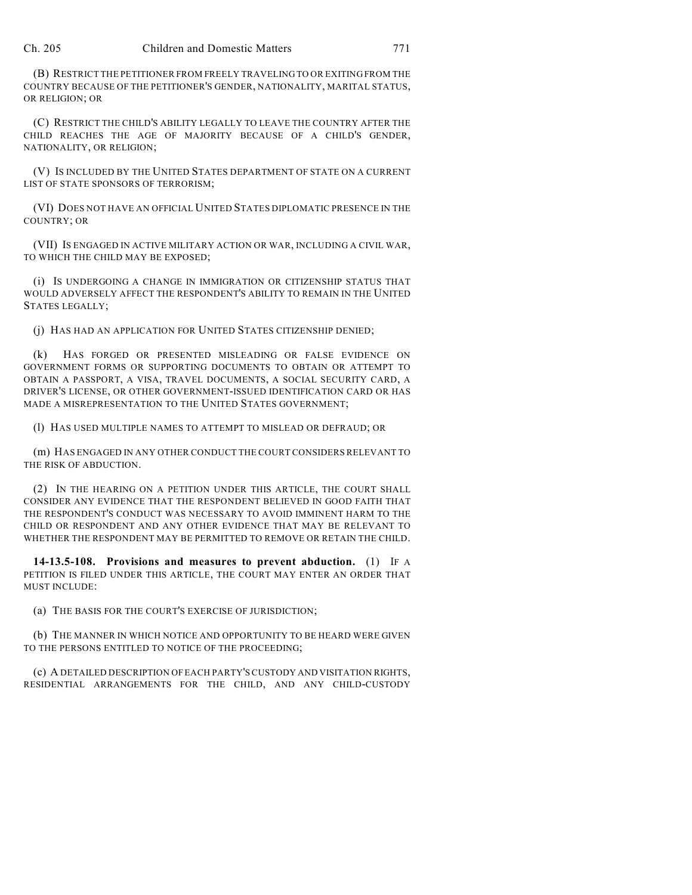(B) RESTRICT THE PETITIONER FROM FREELY TRAVELING TO OR EXITING FROM THE COUNTRY BECAUSE OF THE PETITIONER'S GENDER, NATIONALITY, MARITAL STATUS, OR RELIGION; OR

(C) RESTRICT THE CHILD'S ABILITY LEGALLY TO LEAVE THE COUNTRY AFTER THE CHILD REACHES THE AGE OF MAJORITY BECAUSE OF A CHILD'S GENDER, NATIONALITY, OR RELIGION;

(V) IS INCLUDED BY THE UNITED STATES DEPARTMENT OF STATE ON A CURRENT LIST OF STATE SPONSORS OF TERRORISM;

(VI) DOES NOT HAVE AN OFFICIAL UNITED STATES DIPLOMATIC PRESENCE IN THE COUNTRY; OR

(VII) IS ENGAGED IN ACTIVE MILITARY ACTION OR WAR, INCLUDING A CIVIL WAR, TO WHICH THE CHILD MAY BE EXPOSED;

(i) IS UNDERGOING A CHANGE IN IMMIGRATION OR CITIZENSHIP STATUS THAT WOULD ADVERSELY AFFECT THE RESPONDENT'S ABILITY TO REMAIN IN THE UNITED STATES LEGALLY;

(j) HAS HAD AN APPLICATION FOR UNITED STATES CITIZENSHIP DENIED;

(k) HAS FORGED OR PRESENTED MISLEADING OR FALSE EVIDENCE ON GOVERNMENT FORMS OR SUPPORTING DOCUMENTS TO OBTAIN OR ATTEMPT TO OBTAIN A PASSPORT, A VISA, TRAVEL DOCUMENTS, A SOCIAL SECURITY CARD, A DRIVER'S LICENSE, OR OTHER GOVERNMENT-ISSUED IDENTIFICATION CARD OR HAS MADE A MISREPRESENTATION TO THE UNITED STATES GOVERNMENT;

(l) HAS USED MULTIPLE NAMES TO ATTEMPT TO MISLEAD OR DEFRAUD; OR

(m) HAS ENGAGED IN ANY OTHER CONDUCT THE COURT CONSIDERS RELEVANT TO THE RISK OF ABDUCTION.

(2) IN THE HEARING ON A PETITION UNDER THIS ARTICLE, THE COURT SHALL CONSIDER ANY EVIDENCE THAT THE RESPONDENT BELIEVED IN GOOD FAITH THAT THE RESPONDENT'S CONDUCT WAS NECESSARY TO AVOID IMMINENT HARM TO THE CHILD OR RESPONDENT AND ANY OTHER EVIDENCE THAT MAY BE RELEVANT TO WHETHER THE RESPONDENT MAY BE PERMITTED TO REMOVE OR RETAIN THE CHILD.

**14-13.5-108. Provisions and measures to prevent abduction.** (1) IF A PETITION IS FILED UNDER THIS ARTICLE, THE COURT MAY ENTER AN ORDER THAT MUST INCLUDE:

(a) THE BASIS FOR THE COURT'S EXERCISE OF JURISDICTION;

(b) THE MANNER IN WHICH NOTICE AND OPPORTUNITY TO BE HEARD WERE GIVEN TO THE PERSONS ENTITLED TO NOTICE OF THE PROCEEDING;

(c) A DETAILED DESCRIPTION OF EACH PARTY'S CUSTODY AND VISITATION RIGHTS, RESIDENTIAL ARRANGEMENTS FOR THE CHILD, AND ANY CHILD-CUSTODY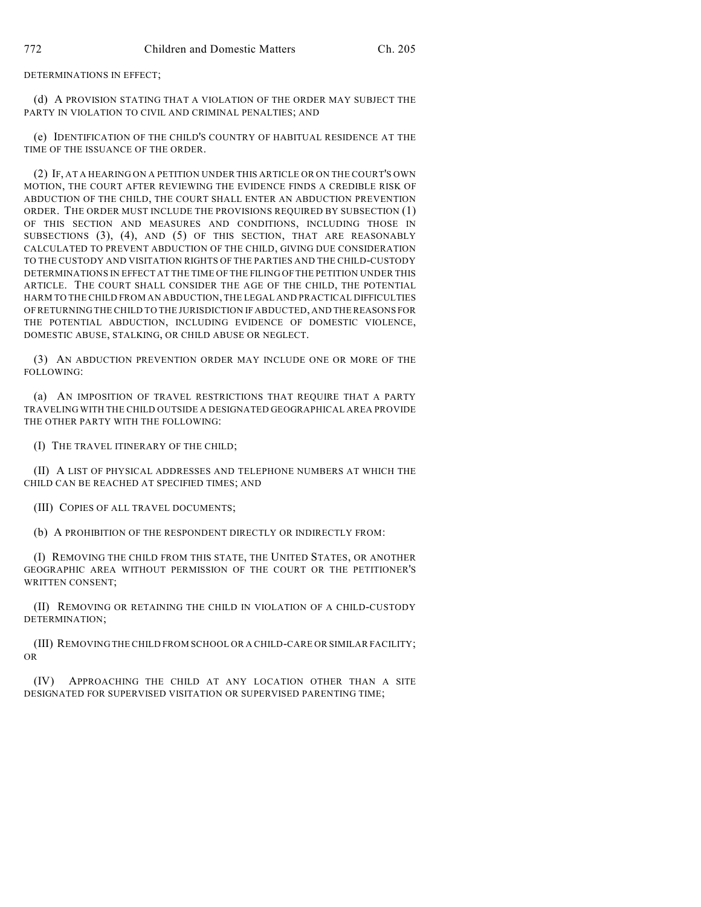DETERMINATIONS IN EFFECT;

(d) A PROVISION STATING THAT A VIOLATION OF THE ORDER MAY SUBJECT THE PARTY IN VIOLATION TO CIVIL AND CRIMINAL PENALTIES; AND

(e) IDENTIFICATION OF THE CHILD'S COUNTRY OF HABITUAL RESIDENCE AT THE TIME OF THE ISSUANCE OF THE ORDER.

(2) IF, AT A HEARING ON A PETITION UNDER THIS ARTICLE OR ON THE COURT'S OWN MOTION, THE COURT AFTER REVIEWING THE EVIDENCE FINDS A CREDIBLE RISK OF ABDUCTION OF THE CHILD, THE COURT SHALL ENTER AN ABDUCTION PREVENTION ORDER. THE ORDER MUST INCLUDE THE PROVISIONS REQUIRED BY SUBSECTION (1) OF THIS SECTION AND MEASURES AND CONDITIONS, INCLUDING THOSE IN SUBSECTIONS (3), (4), AND (5) OF THIS SECTION, THAT ARE REASONABLY CALCULATED TO PREVENT ABDUCTION OF THE CHILD, GIVING DUE CONSIDERATION TO THE CUSTODY AND VISITATION RIGHTS OF THE PARTIES AND THE CHILD-CUSTODY DETERMINATIONS IN EFFECT AT THE TIME OF THE FILING OF THE PETITION UNDER THIS ARTICLE. THE COURT SHALL CONSIDER THE AGE OF THE CHILD, THE POTENTIAL HARM TO THE CHILD FROM AN ABDUCTION, THE LEGAL AND PRACTICAL DIFFICULTIES OF RETURNING THE CHILD TO THE JURISDICTION IF ABDUCTED, AND THE REASONS FOR THE POTENTIAL ABDUCTION, INCLUDING EVIDENCE OF DOMESTIC VIOLENCE, DOMESTIC ABUSE, STALKING, OR CHILD ABUSE OR NEGLECT.

(3) AN ABDUCTION PREVENTION ORDER MAY INCLUDE ONE OR MORE OF THE FOLLOWING:

(a) AN IMPOSITION OF TRAVEL RESTRICTIONS THAT REQUIRE THAT A PARTY TRAVELING WITH THE CHILD OUTSIDE A DESIGNATED GEOGRAPHICAL AREA PROVIDE THE OTHER PARTY WITH THE FOLLOWING:

(I) THE TRAVEL ITINERARY OF THE CHILD;

(II) A LIST OF PHYSICAL ADDRESSES AND TELEPHONE NUMBERS AT WHICH THE CHILD CAN BE REACHED AT SPECIFIED TIMES; AND

(III) COPIES OF ALL TRAVEL DOCUMENTS;

(b) A PROHIBITION OF THE RESPONDENT DIRECTLY OR INDIRECTLY FROM:

(I) REMOVING THE CHILD FROM THIS STATE, THE UNITED STATES, OR ANOTHER GEOGRAPHIC AREA WITHOUT PERMISSION OF THE COURT OR THE PETITIONER'S WRITTEN CONSENT;

(II) REMOVING OR RETAINING THE CHILD IN VIOLATION OF A CHILD-CUSTODY DETERMINATION;

(III) REMOVING THE CHILD FROM SCHOOL OR A CHILD-CARE OR SIMILAR FACILITY; OR

(IV) APPROACHING THE CHILD AT ANY LOCATION OTHER THAN A SITE DESIGNATED FOR SUPERVISED VISITATION OR SUPERVISED PARENTING TIME;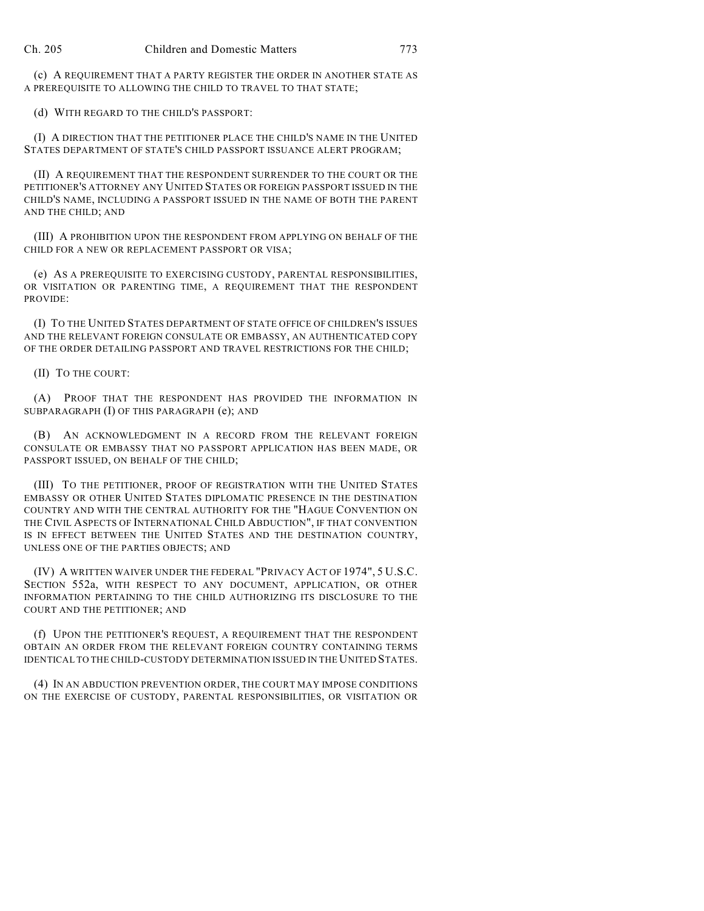(c) A REQUIREMENT THAT A PARTY REGISTER THE ORDER IN ANOTHER STATE AS A PREREQUISITE TO ALLOWING THE CHILD TO TRAVEL TO THAT STATE;

(d) WITH REGARD TO THE CHILD'S PASSPORT:

(I) A DIRECTION THAT THE PETITIONER PLACE THE CHILD'S NAME IN THE UNITED STATES DEPARTMENT OF STATE'S CHILD PASSPORT ISSUANCE ALERT PROGRAM;

(II) A REQUIREMENT THAT THE RESPONDENT SURRENDER TO THE COURT OR THE PETITIONER'S ATTORNEY ANY UNITED STATES OR FOREIGN PASSPORT ISSUED IN THE CHILD'S NAME, INCLUDING A PASSPORT ISSUED IN THE NAME OF BOTH THE PARENT AND THE CHILD; AND

(III) A PROHIBITION UPON THE RESPONDENT FROM APPLYING ON BEHALF OF THE CHILD FOR A NEW OR REPLACEMENT PASSPORT OR VISA;

(e) AS A PREREQUISITE TO EXERCISING CUSTODY, PARENTAL RESPONSIBILITIES, OR VISITATION OR PARENTING TIME, A REQUIREMENT THAT THE RESPONDENT PROVIDE:

(I) TO THE UNITED STATES DEPARTMENT OF STATE OFFICE OF CHILDREN'S ISSUES AND THE RELEVANT FOREIGN CONSULATE OR EMBASSY, AN AUTHENTICATED COPY OF THE ORDER DETAILING PASSPORT AND TRAVEL RESTRICTIONS FOR THE CHILD;

(II) TO THE COURT:

(A) PROOF THAT THE RESPONDENT HAS PROVIDED THE INFORMATION IN SUBPARAGRAPH (I) OF THIS PARAGRAPH (e); AND

(B) AN ACKNOWLEDGMENT IN A RECORD FROM THE RELEVANT FOREIGN CONSULATE OR EMBASSY THAT NO PASSPORT APPLICATION HAS BEEN MADE, OR PASSPORT ISSUED, ON BEHALF OF THE CHILD;

(III) TO THE PETITIONER, PROOF OF REGISTRATION WITH THE UNITED STATES EMBASSY OR OTHER UNITED STATES DIPLOMATIC PRESENCE IN THE DESTINATION COUNTRY AND WITH THE CENTRAL AUTHORITY FOR THE "HAGUE CONVENTION ON THE CIVIL ASPECTS OF INTERNATIONAL CHILD ABDUCTION", IF THAT CONVENTION IS IN EFFECT BETWEEN THE UNITED STATES AND THE DESTINATION COUNTRY, UNLESS ONE OF THE PARTIES OBJECTS; AND

(IV) A WRITTEN WAIVER UNDER THE FEDERAL "PRIVACY ACT OF 1974", 5 U.S.C. SECTION 552a, WITH RESPECT TO ANY DOCUMENT, APPLICATION, OR OTHER INFORMATION PERTAINING TO THE CHILD AUTHORIZING ITS DISCLOSURE TO THE COURT AND THE PETITIONER; AND

(f) UPON THE PETITIONER'S REQUEST, A REQUIREMENT THAT THE RESPONDENT OBTAIN AN ORDER FROM THE RELEVANT FOREIGN COUNTRY CONTAINING TERMS IDENTICAL TO THE CHILD-CUSTODY DETERMINATION ISSUED IN THE UNITED STATES.

(4) IN AN ABDUCTION PREVENTION ORDER, THE COURT MAY IMPOSE CONDITIONS ON THE EXERCISE OF CUSTODY, PARENTAL RESPONSIBILITIES, OR VISITATION OR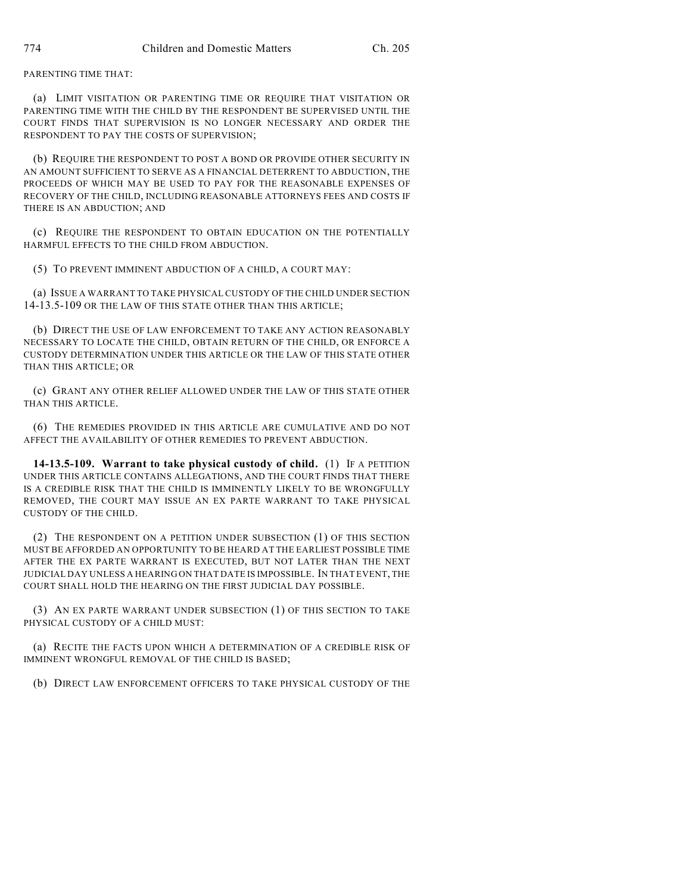PARENTING TIME THAT:

(a) LIMIT VISITATION OR PARENTING TIME OR REQUIRE THAT VISITATION OR PARENTING TIME WITH THE CHILD BY THE RESPONDENT BE SUPERVISED UNTIL THE COURT FINDS THAT SUPERVISION IS NO LONGER NECESSARY AND ORDER THE RESPONDENT TO PAY THE COSTS OF SUPERVISION;

(b) REQUIRE THE RESPONDENT TO POST A BOND OR PROVIDE OTHER SECURITY IN AN AMOUNT SUFFICIENT TO SERVE AS A FINANCIAL DETERRENT TO ABDUCTION, THE PROCEEDS OF WHICH MAY BE USED TO PAY FOR THE REASONABLE EXPENSES OF RECOVERY OF THE CHILD, INCLUDING REASONABLE ATTORNEYS FEES AND COSTS IF THERE IS AN ABDUCTION; AND

(c) REQUIRE THE RESPONDENT TO OBTAIN EDUCATION ON THE POTENTIALLY HARMFUL EFFECTS TO THE CHILD FROM ABDUCTION.

(5) TO PREVENT IMMINENT ABDUCTION OF A CHILD, A COURT MAY:

(a) ISSUE A WARRANT TO TAKE PHYSICAL CUSTODY OF THE CHILD UNDER SECTION 14-13.5-109 OR THE LAW OF THIS STATE OTHER THAN THIS ARTICLE;

(b) DIRECT THE USE OF LAW ENFORCEMENT TO TAKE ANY ACTION REASONABLY NECESSARY TO LOCATE THE CHILD, OBTAIN RETURN OF THE CHILD, OR ENFORCE A CUSTODY DETERMINATION UNDER THIS ARTICLE OR THE LAW OF THIS STATE OTHER THAN THIS ARTICLE; OR

(c) GRANT ANY OTHER RELIEF ALLOWED UNDER THE LAW OF THIS STATE OTHER THAN THIS ARTICLE.

(6) THE REMEDIES PROVIDED IN THIS ARTICLE ARE CUMULATIVE AND DO NOT AFFECT THE AVAILABILITY OF OTHER REMEDIES TO PREVENT ABDUCTION.

**14-13.5-109. Warrant to take physical custody of child.** (1) IF A PETITION UNDER THIS ARTICLE CONTAINS ALLEGATIONS, AND THE COURT FINDS THAT THERE IS A CREDIBLE RISK THAT THE CHILD IS IMMINENTLY LIKELY TO BE WRONGFULLY REMOVED, THE COURT MAY ISSUE AN EX PARTE WARRANT TO TAKE PHYSICAL CUSTODY OF THE CHILD.

(2) THE RESPONDENT ON A PETITION UNDER SUBSECTION (1) OF THIS SECTION MUST BE AFFORDED AN OPPORTUNITY TO BE HEARD AT THE EARLIEST POSSIBLE TIME AFTER THE EX PARTE WARRANT IS EXECUTED, BUT NOT LATER THAN THE NEXT JUDICIAL DAY UNLESS A HEARING ON THAT DATE IS IMPOSSIBLE. IN THAT EVENT, THE COURT SHALL HOLD THE HEARING ON THE FIRST JUDICIAL DAY POSSIBLE.

(3) AN EX PARTE WARRANT UNDER SUBSECTION (1) OF THIS SECTION TO TAKE PHYSICAL CUSTODY OF A CHILD MUST:

(a) RECITE THE FACTS UPON WHICH A DETERMINATION OF A CREDIBLE RISK OF IMMINENT WRONGFUL REMOVAL OF THE CHILD IS BASED;

(b) DIRECT LAW ENFORCEMENT OFFICERS TO TAKE PHYSICAL CUSTODY OF THE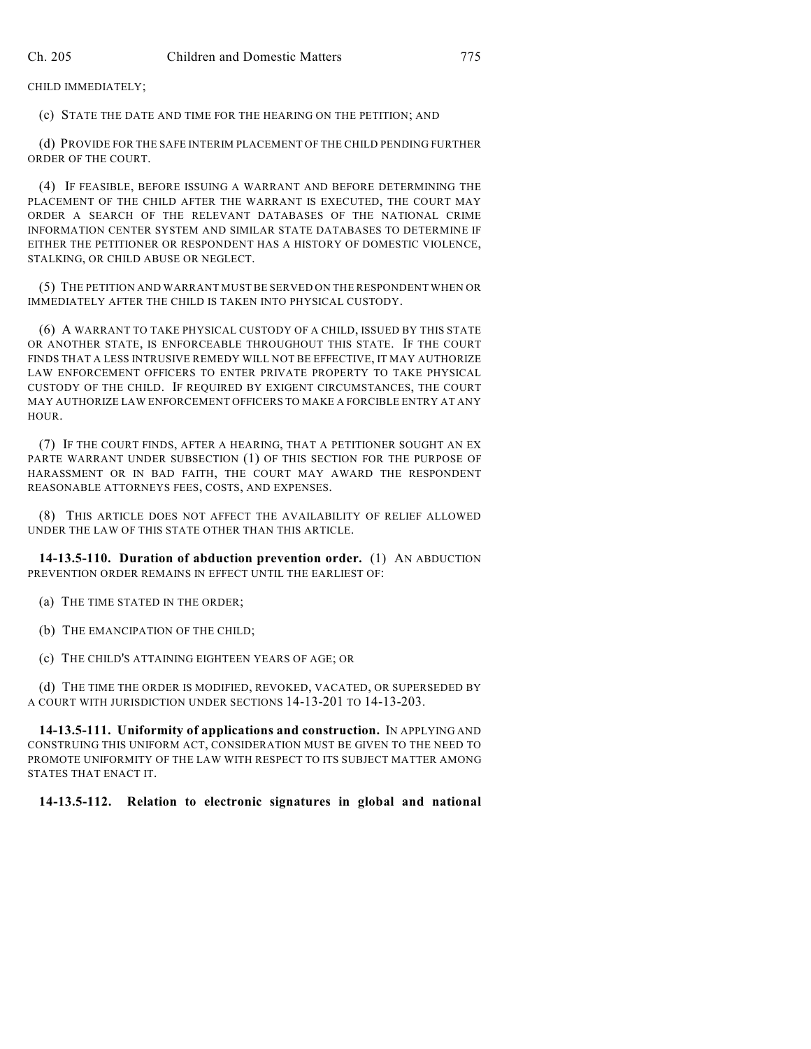CHILD IMMEDIATELY;

(c) STATE THE DATE AND TIME FOR THE HEARING ON THE PETITION; AND

(d) PROVIDE FOR THE SAFE INTERIM PLACEMENT OF THE CHILD PENDING FURTHER ORDER OF THE COURT.

(4) IF FEASIBLE, BEFORE ISSUING A WARRANT AND BEFORE DETERMINING THE PLACEMENT OF THE CHILD AFTER THE WARRANT IS EXECUTED, THE COURT MAY ORDER A SEARCH OF THE RELEVANT DATABASES OF THE NATIONAL CRIME INFORMATION CENTER SYSTEM AND SIMILAR STATE DATABASES TO DETERMINE IF EITHER THE PETITIONER OR RESPONDENT HAS A HISTORY OF DOMESTIC VIOLENCE, STALKING, OR CHILD ABUSE OR NEGLECT.

(5) THE PETITION AND WARRANT MUST BE SERVED ON THE RESPONDENT WHEN OR IMMEDIATELY AFTER THE CHILD IS TAKEN INTO PHYSICAL CUSTODY.

(6) A WARRANT TO TAKE PHYSICAL CUSTODY OF A CHILD, ISSUED BY THIS STATE OR ANOTHER STATE, IS ENFORCEABLE THROUGHOUT THIS STATE. IF THE COURT FINDS THAT A LESS INTRUSIVE REMEDY WILL NOT BE EFFECTIVE, IT MAY AUTHORIZE LAW ENFORCEMENT OFFICERS TO ENTER PRIVATE PROPERTY TO TAKE PHYSICAL CUSTODY OF THE CHILD. IF REQUIRED BY EXIGENT CIRCUMSTANCES, THE COURT MAY AUTHORIZE LAW ENFORCEMENT OFFICERS TO MAKE A FORCIBLE ENTRY AT ANY HOUR.

(7) IF THE COURT FINDS, AFTER A HEARING, THAT A PETITIONER SOUGHT AN EX PARTE WARRANT UNDER SUBSECTION (1) OF THIS SECTION FOR THE PURPOSE OF HARASSMENT OR IN BAD FAITH, THE COURT MAY AWARD THE RESPONDENT REASONABLE ATTORNEYS FEES, COSTS, AND EXPENSES.

(8) THIS ARTICLE DOES NOT AFFECT THE AVAILABILITY OF RELIEF ALLOWED UNDER THE LAW OF THIS STATE OTHER THAN THIS ARTICLE.

**14-13.5-110. Duration of abduction prevention order.** (1) AN ABDUCTION PREVENTION ORDER REMAINS IN EFFECT UNTIL THE EARLIEST OF:

(a) THE TIME STATED IN THE ORDER;

(b) THE EMANCIPATION OF THE CHILD;

(c) THE CHILD'S ATTAINING EIGHTEEN YEARS OF AGE; OR

(d) THE TIME THE ORDER IS MODIFIED, REVOKED, VACATED, OR SUPERSEDED BY A COURT WITH JURISDICTION UNDER SECTIONS 14-13-201 TO 14-13-203.

**14-13.5-111. Uniformity of applications and construction.** IN APPLYING AND CONSTRUING THIS UNIFORM ACT, CONSIDERATION MUST BE GIVEN TO THE NEED TO PROMOTE UNIFORMITY OF THE LAW WITH RESPECT TO ITS SUBJECT MATTER AMONG STATES THAT ENACT IT.

**14-13.5-112. Relation to electronic signatures in global and national**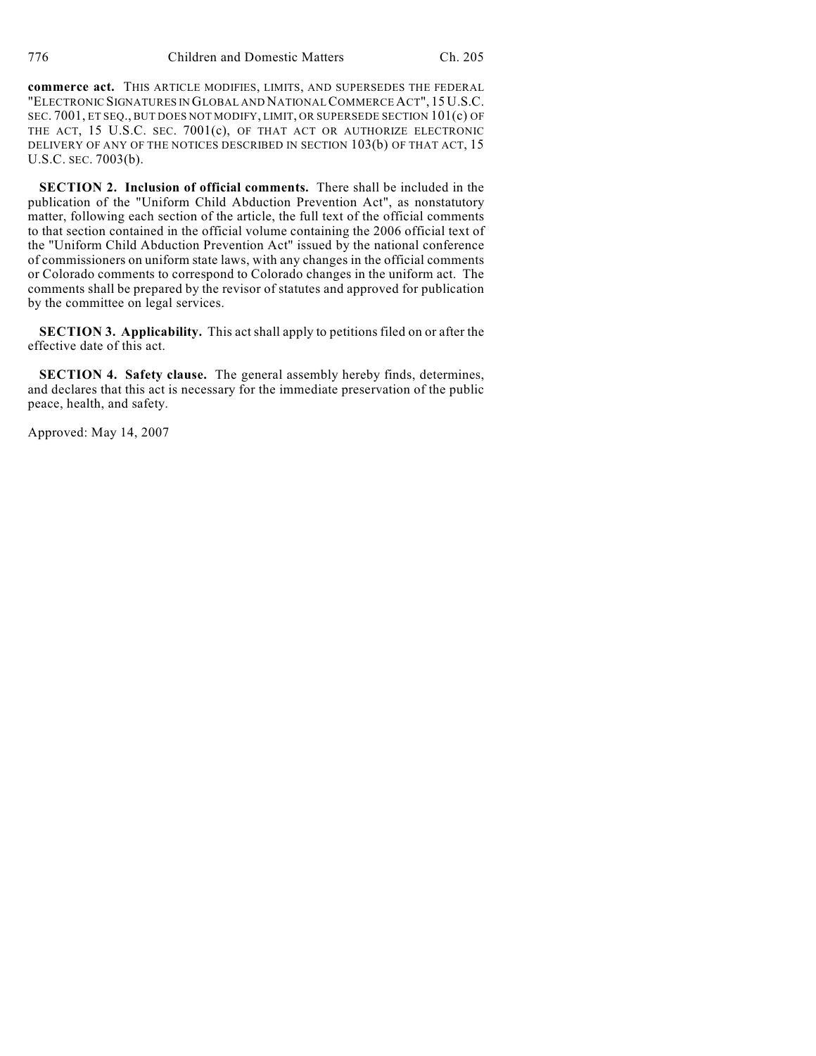**commerce act.** THIS ARTICLE MODIFIES, LIMITS, AND SUPERSEDES THE FEDERAL "ELECTRONIC SIGNATURES IN GLOBAL AND NATIONAL COMMERCE ACT", 15 U.S.C. SEC. 7001, ET SEQ., BUT DOES NOT MODIFY, LIMIT, OR SUPERSEDE SECTION 101(c) OF THE ACT, 15 U.S.C. SEC. 7001(c), OF THAT ACT OR AUTHORIZE ELECTRONIC DELIVERY OF ANY OF THE NOTICES DESCRIBED IN SECTION 103(b) OF THAT ACT, 15 U.S.C. SEC. 7003(b).

**SECTION 2. Inclusion of official comments.** There shall be included in the publication of the "Uniform Child Abduction Prevention Act", as nonstatutory matter, following each section of the article, the full text of the official comments to that section contained in the official volume containing the 2006 official text of the "Uniform Child Abduction Prevention Act" issued by the national conference of commissioners on uniform state laws, with any changes in the official comments or Colorado comments to correspond to Colorado changes in the uniform act. The comments shall be prepared by the revisor of statutes and approved for publication by the committee on legal services.

**SECTION 3. Applicability.** This act shall apply to petitions filed on or after the effective date of this act.

**SECTION 4. Safety clause.** The general assembly hereby finds, determines, and declares that this act is necessary for the immediate preservation of the public peace, health, and safety.

Approved: May 14, 2007